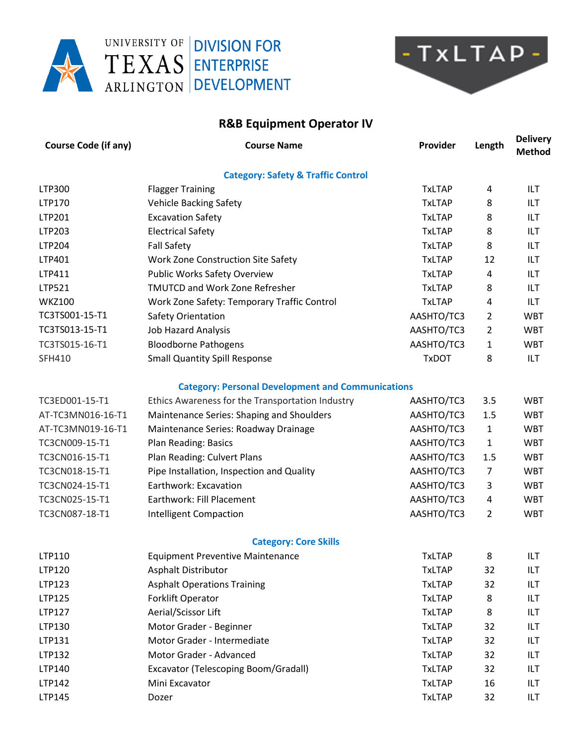UNIVERSITY OF TEXAS ARLINGTON | DIVISION FOR ENTERPRISE DEVELOPMENT

TxLTAP

# R&B Equipment Operator IV

| Course Code (if any) | Course Name | Provider | Length | Delivery Method |
|---|---|---|---|---|
| | **Category: Safety & Traffic Control** | | | |
| LTP300 | Flagger Training | TxLTAP | 4 | ILT |
| LTP170 | Vehicle Backing Safety | TxLTAP | 8 | ILT |
| LTP201 | Excavation Safety | TxLTAP | 8 | ILT |
| LTP203 | Electrical Safety | TxLTAP | 8 | ILT |
| LTP204 | Fall Safety | TxLTAP | 8 | ILT |
| LTP401 | Work Zone Construction Site Safety | TxLTAP | 12 | ILT |
| LTP411 | Public Works Safety Overview | TxLTAP | 4 | ILT |
| LTP521 | TMUTCD and Work Zone Refresher | TxLTAP | 8 | ILT |
| WKZ100 | Work Zone Safety: Temporary Traffic Control | TxLTAP | 4 | ILT |
| TC3TS001-15-T1 | Safety Orientation | AASHTO/TC3 | 2 | WBT |
| TC3TS013-15-T1 | Job Hazard Analysis | AASHTO/TC3 | 2 | WBT |
| TC3TS015-16-T1 | Bloodborne Pathogens | AASHTO/TC3 | 1 | WBT |
| SFH410 | Small Quantity Spill Response | TxDOT | 8 | ILT |
| | **Category: Personal Development and Communications** | | | |
| TC3ED001-15-T1 | Ethics Awareness for the Transportation Industry | AASHTO/TC3 | 3.5 | WBT |
| AT-TC3MN016-16-T1 | Maintenance Series: Shaping and Shoulders | AASHTO/TC3 | 1.5 | WBT |
| AT-TC3MN019-16-T1 | Maintenance Series: Roadway Drainage | AASHTO/TC3 | 1 | WBT |
| TC3CN009-15-T1 | Plan Reading: Basics | AASHTO/TC3 | 1 | WBT |
| TC3CN016-15-T1 | Plan Reading: Culvert Plans | AASHTO/TC3 | 1.5 | WBT |
| TC3CN018-15-T1 | Pipe Installation, Inspection and Quality | AASHTO/TC3 | 7 | WBT |
| TC3CN024-15-T1 | Earthwork: Excavation | AASHTO/TC3 | 3 | WBT |
| TC3CN025-15-T1 | Earthwork: Fill Placement | AASHTO/TC3 | 4 | WBT |
| TC3CN087-18-T1 | Intelligent Compaction | AASHTO/TC3 | 2 | WBT |
| | **Category: Core Skills** | | | |
| LTP110 | Equipment Preventive Maintenance | TxLTAP | 8 | ILT |
| LTP120 | Asphalt Distributor | TxLTAP | 32 | ILT |
| LTP123 | Asphalt Operations Training | TxLTAP | 32 | ILT |
| LTP125 | Forklift Operator | TxLTAP | 8 | ILT |
| LTP127 | Aerial/Scissor Lift | TxLTAP | 8 | ILT |
| LTP130 | Motor Grader - Beginner | TxLTAP | 32 | ILT |
| LTP131 | Motor Grader - Intermediate | TxLTAP | 32 | ILT |
| LTP132 | Motor Grader - Advanced | TxLTAP | 32 | ILT |
| LTP140 | Excavator (Telescoping Boom/Gradall) | TxLTAP | 32 | ILT |
| LTP142 | Mini Excavator | TxLTAP | 16 | ILT |
| LTP145 | Dozer | TxLTAP | 32 | ILT |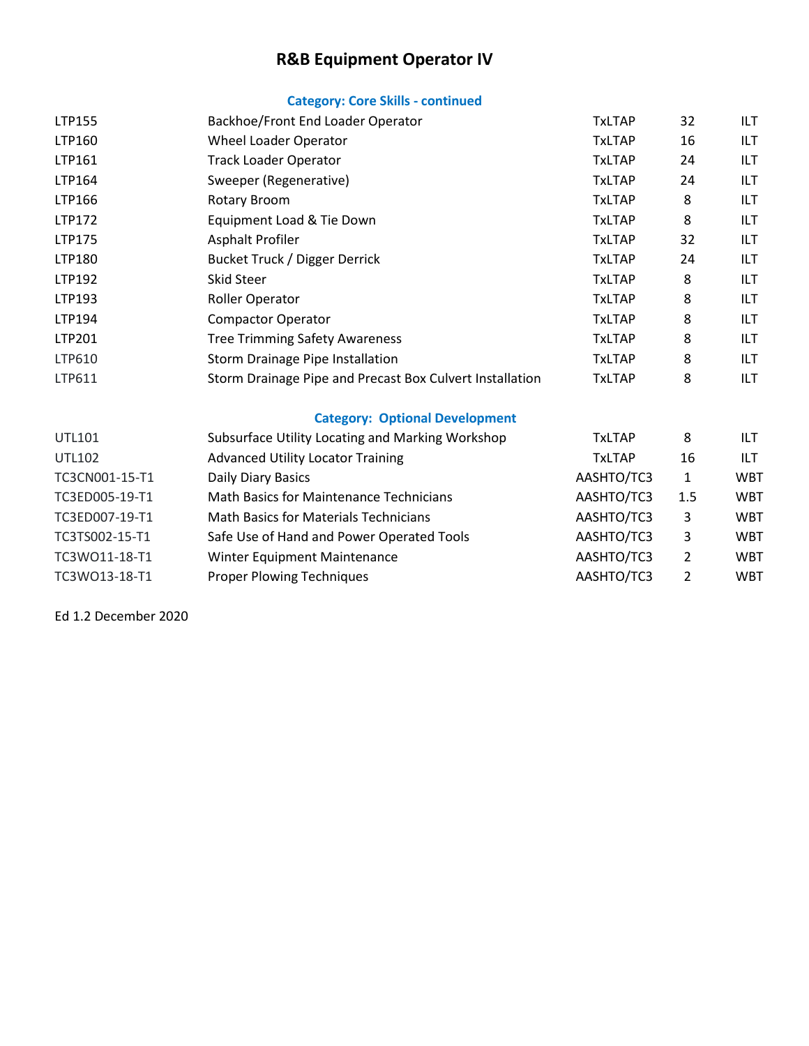# R&B Equipment Operator IV

**Category: Core Skills - continued**

| | | | | |
|---|---|---|---|---|
| LTP155 | Backhoe/Front End Loader Operator | TxLTAP | 32 | ILT |
| LTP160 | Wheel Loader Operator | TxLTAP | 16 | ILT |
| LTP161 | Track Loader Operator | TxLTAP | 24 | ILT |
| LTP164 | Sweeper (Regenerative) | TxLTAP | 24 | ILT |
| LTP166 | Rotary Broom | TxLTAP | 8 | ILT |
| LTP172 | Equipment Load & Tie Down | TxLTAP | 8 | ILT |
| LTP175 | Asphalt Profiler | TxLTAP | 32 | ILT |
| LTP180 | Bucket Truck / Digger Derrick | TxLTAP | 24 | ILT |
| LTP192 | Skid Steer | TxLTAP | 8 | ILT |
| LTP193 | Roller Operator | TxLTAP | 8 | ILT |
| LTP194 | Compactor Operator | TxLTAP | 8 | ILT |
| LTP201 | Tree Trimming Safety Awareness | TxLTAP | 8 | ILT |
| LTP610 | Storm Drainage Pipe Installation | TxLTAP | 8 | ILT |
| LTP611 | Storm Drainage Pipe and Precast Box Culvert Installation | TxLTAP | 8 | ILT |

**Category: Optional Development**

| | | | | |
|---|---|---|---|---|
| UTL101 | Subsurface Utility Locating and Marking Workshop | TxLTAP | 8 | ILT |
| UTL102 | Advanced Utility Locator Training | TxLTAP | 16 | ILT |
| TC3CN001-15-T1 | Daily Diary Basics | AASHTO/TC3 | 1 | WBT |
| TC3ED005-19-T1 | Math Basics for Maintenance Technicians | AASHTO/TC3 | 1.5 | WBT |
| TC3ED007-19-T1 | Math Basics for Materials Technicians | AASHTO/TC3 | 3 | WBT |
| TC3TS002-15-T1 | Safe Use of Hand and Power Operated Tools | AASHTO/TC3 | 3 | WBT |
| TC3WO11-18-T1 | Winter Equipment Maintenance | AASHTO/TC3 | 2 | WBT |
| TC3WO13-18-T1 | Proper Plowing Techniques | AASHTO/TC3 | 2 | WBT |

Ed 1.2 December 2020